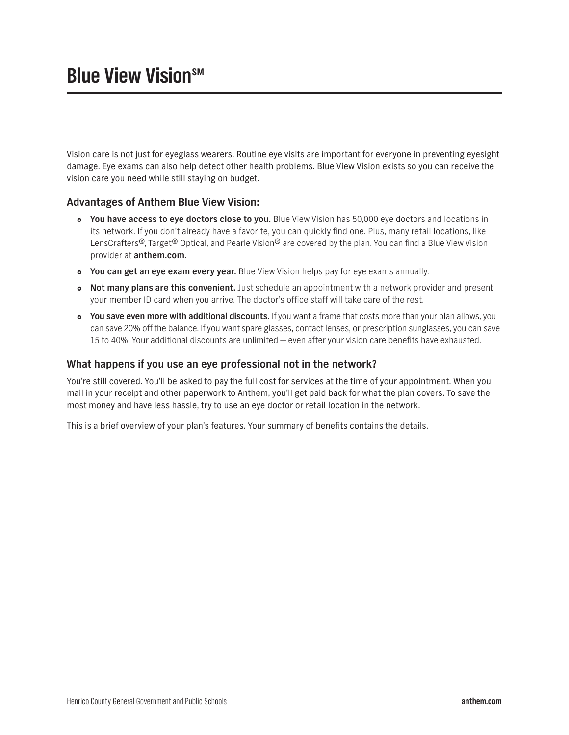# Blue View Vision℠

Vision care is not just for eyeglass wearers. Routine eye visits are important for everyone in preventing eyesight damage. Eye exams can also help detect other health problems. Blue View Vision exists so you can receive the vision care you need while still staying on budget.

### Advantages of Anthem Blue View Vision:

- **You have access to eye doctors close to you.** Blue View Vision has 50,000 eye doctors and locations in its network. If you don't already have a favorite, you can quickly find one. Plus, many retail locations, like LensCrafters®, Target® Optical, and Pearle Vision® are covered by the plan. You can find a Blue View Vision provider at **anthem.com**.
- **You can get an eye exam every year.** Blue View Vision helps pay for eye exams annually.
- **Not many plans are this convenient.** Just schedule an appointment with a network provider and present your member ID card when you arrive. The doctor's office staff will take care of the rest.
- **You save even more with additional discounts.** If you want a frame that costs more than your plan allows, you can save 20% off the balance. If you want spare glasses, contact lenses, or prescription sunglasses, you can save 15 to 40%. Your additional discounts are unlimited — even after your vision care benefits have exhausted.

### What happens if you use an eye professional not in the network?

You're still covered. You'll be asked to pay the full cost for services at the time of your appointment. When you mail in your receipt and other paperwork to Anthem, you'll get paid back for what the plan covers. To save the most money and have less hassle, try to use an eye doctor or retail location in the network.

This is a brief overview of your plan's features. Your summary of benefits contains the details.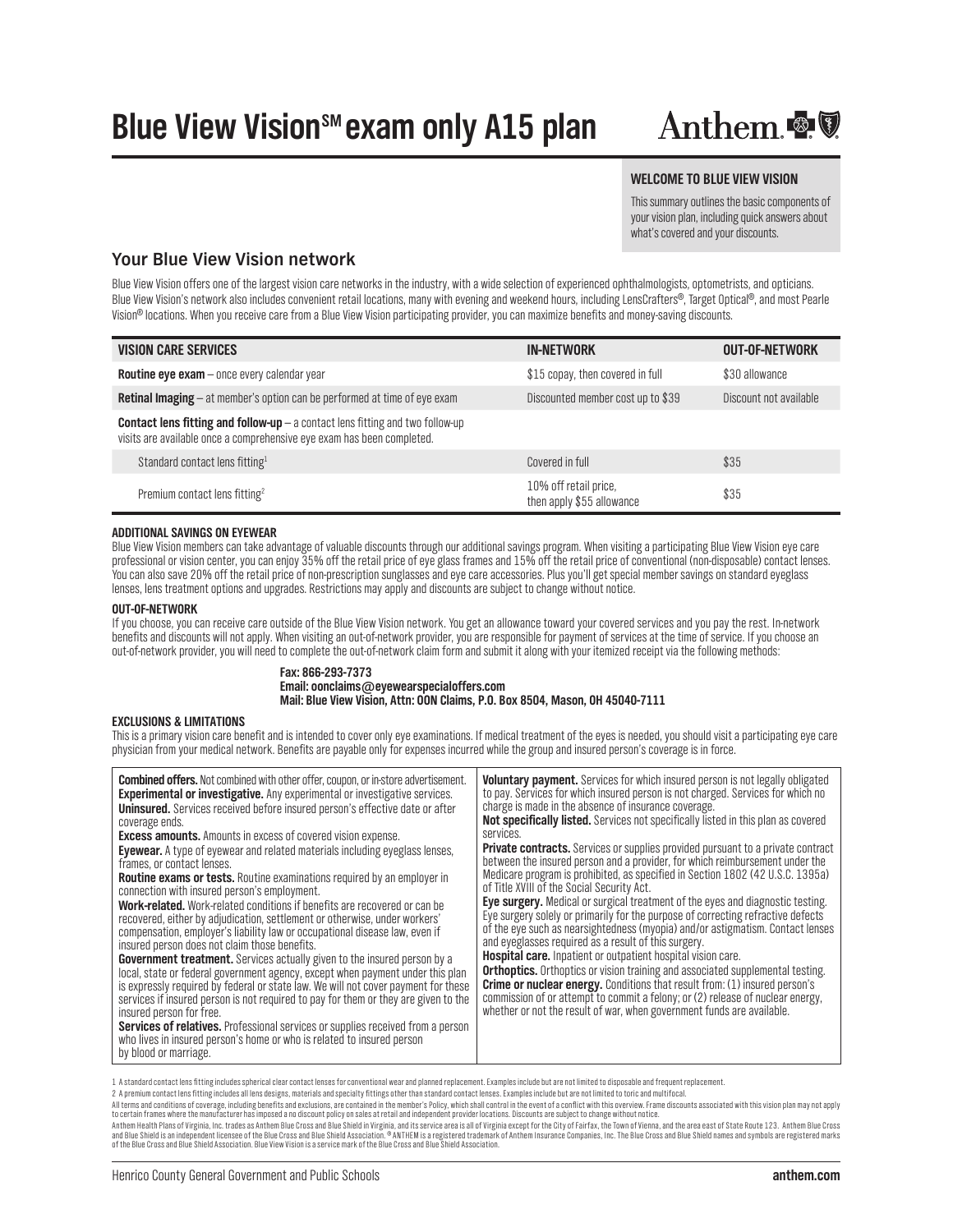# Blue View Vision℠ exam only A15 plan

Anthem.

**WELCOME TO BLUE VIEW VISION**

This summary outlines the basic components of your vision plan, including quick answers about what's covered and your discounts.

## Your Blue View Vision network

Blue View Vision offers one of the largest vision care networks in the industry, with a wide selection of experienced ophthalmologists, optometrists, and opticians. Blue View Vision's network also includes convenient retail locations, many with evening and weekend hours, including LensCrafters®, Target Optical®, and most Pearle Vision® locations. When you receive care from a Blue View Vision participating provider, you can maximize benefits and money-saving discounts.

| VISION CARE SERVICES | IN-NETWORK | OUT-OF-NETWORK |
| --- | --- | --- |
| **Routine eye exam** – once every calendar year | $15 copay, then covered in full | $30 allowance |
| **Retinal Imaging** – at member's option can be performed at time of eye exam | Discounted member cost up to $39 | Discount not available |
| **Contact lens fitting and follow-up** – a contact lens fitting and two follow-up visits are available once a comprehensive eye exam has been completed. | | |
| Standard contact lens fitting[1] | Covered in full | $35 |
| Premium contact lens fitting[2] | 10% off retail price, then apply $55 allowance | $35 |

**ADDITIONAL SAVINGS ON EYEWEAR**

Blue View Vision members can take advantage of valuable discounts through our additional savings program. When visiting a participating Blue View Vision eye care professional or vision center, you can enjoy 35% off the retail price of eye glass frames and 15% off the retail price of conventional (non-disposable) contact lenses. You can also save 20% off the retail price of non-prescription sunglasses and eye care accessories. Plus you'll get special member savings on standard eyeglass lenses, lens treatment options and upgrades. Restrictions may apply and discounts are subject to change without notice.

**OUT-OF-NETWORK**

If you choose, you can receive care outside of the Blue View Vision network. You get an allowance toward your covered services and you pay the rest. In-network benefits and discounts will not apply. When visiting an out-of-network provider, you are responsible for payment of services at the time of service. If you choose an out-of-network provider, you will need to complete the out-of-network claim form and submit it along with your itemized receipt via the following methods:

**Fax: 866-293-7373**
**Email: oonclaims@eyewearspecialoffers.com**
**Mail: Blue View Vision, Attn: OON Claims, P.O. Box 8504, Mason, OH 45040-7111**

**EXCLUSIONS & LIMITATIONS**

This is a primary vision care benefit and is intended to cover only eye examinations. If medical treatment of the eyes is needed, you should visit a participating eye care physician from your medical network. Benefits are payable only for expenses incurred while the group and insured person's coverage is in force.

**Combined offers.** Not combined with other offer, coupon, or in-store advertisement.
**Experimental or investigative.** Any experimental or investigative services.
**Uninsured.** Services received before insured person's effective date or after coverage ends.
**Excess amounts.** Amounts in excess of covered vision expense.
**Eyewear.** A type of eyewear and related materials including eyeglass lenses, frames, or contact lenses.
**Routine exams or tests.** Routine examinations required by an employer in connection with insured person's employment.
**Work-related.** Work-related conditions if benefits are recovered or can be recovered, either by adjudication, settlement or otherwise, under workers' compensation, employer's liability law or occupational disease law, even if insured person does not claim those benefits.
**Government treatment.** Services actually given to the insured person by a local, state or federal government agency, except when payment under this plan is expressly required by federal or state law. We will not cover payment for these services if insured person is not required to pay for them or they are given to the insured person for free.
**Services of relatives.** Professional services or supplies received from a person who lives in insured person's home or who is related to insured person by blood or marriage.
**Voluntary payment.** Services for which insured person is not legally obligated to pay. Services for which insured person is not charged. Services for which no charge is made in the absence of insurance coverage.
**Not specifically listed.** Services not specifically listed in this plan as covered services.
**Private contracts.** Services or supplies provided pursuant to a private contract between the insured person and a provider, for which reimbursement under the Medicare program is prohibited, as specified in Section 1802 (42 U.S.C. 1395a) of Title XVIII of the Social Security Act.
**Eye surgery.** Medical or surgical treatment of the eyes and diagnostic testing. Eye surgery solely or primarily for the purpose of correcting refractive defects of the eye such as nearsightedness (myopia) and/or astigmatism. Contact lenses and eyeglasses required as a result of this surgery.
**Hospital care.** Inpatient or outpatient hospital vision care.
**Orthoptics.** Orthoptics or vision training and associated supplemental testing.
**Crime or nuclear energy.** Conditions that result from: (1) insured person's commission of or attempt to commit a felony; or (2) release of nuclear energy, whether or not the result of war, when government funds are available.

1 A standard contact lens fitting includes spherical clear contact lenses for conventional wear and planned replacement. Examples include but are not limited to disposable and frequent replacement.
2 A premium contact lens fitting includes all lens designs, materials and specialty fittings other than standard contact lenses. Examples include but are not limited to toric and multifocal.

All terms and conditions of coverage, including benefits and exclusions, are contained in the member's Policy, which shall control in the event of a conflict with this overview. Frame discounts associated with this vision plan may not apply to certain frames where the manufacturer has imposed a no discount policy on sales at retail and independent provider locations. Discounts are subject to change without notice.

Anthem Health Plans of Virginia, Inc. trades as Anthem Blue Cross and Blue Shield in Virginia, and its service area is all of Virginia except for the City of Fairfax, the Town of Vienna, and the area east of State Route 123. Anthem Blue Cross and Blue Shield is an independent licensee of the Blue Cross and Blue Shield Association. ® ANTHEM is a registered trademark of Anthem Insurance Companies, Inc. The Blue Cross and Blue Shield names and symbols are registered marks of the Blue Cross and Blue Shield Association. Blue View Vision is a service mark of the Blue Cross and Blue Shield Association.

Henrico County General Government and Public Schools

anthem.com